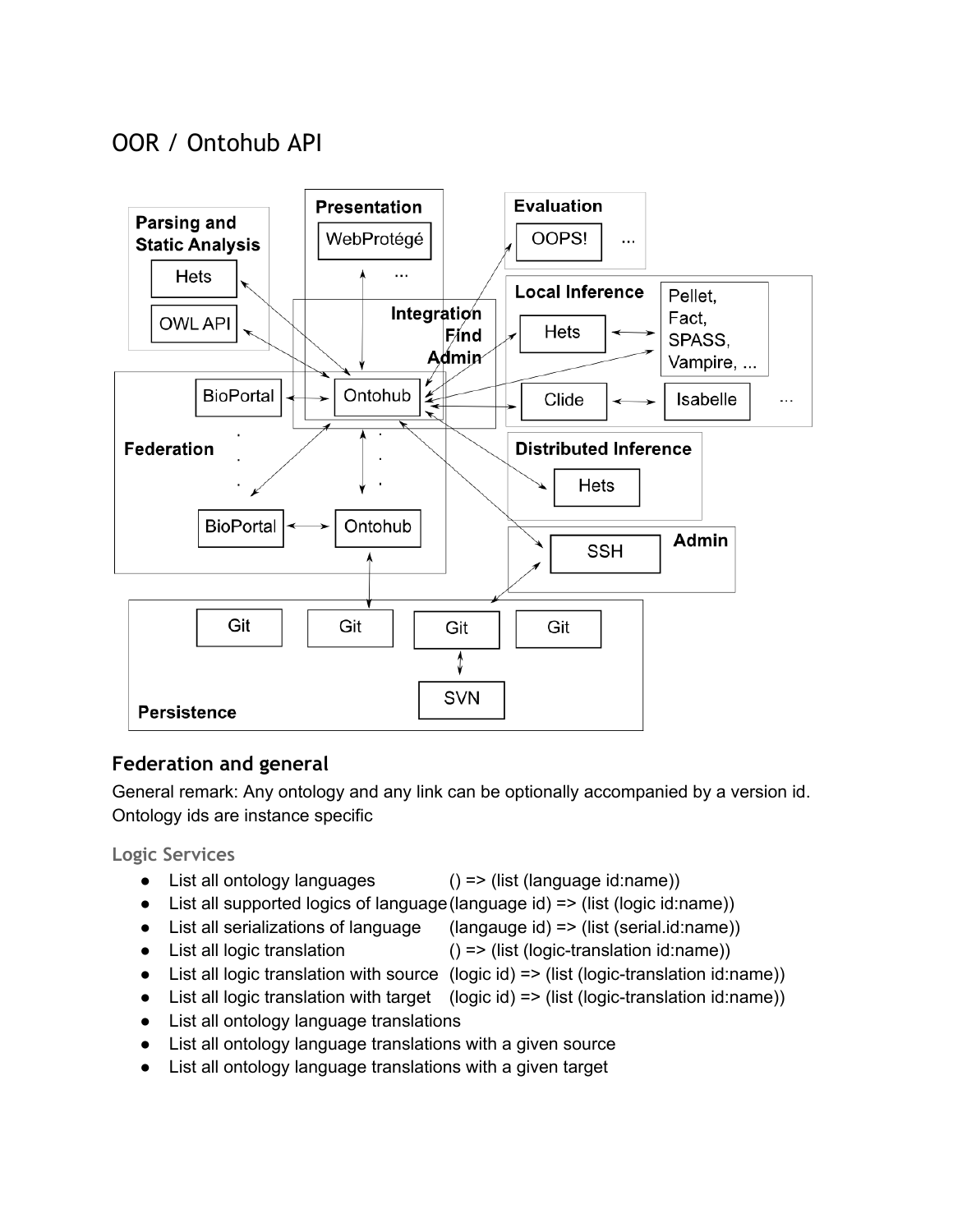# OOR / Ontohub API

## Federation and general

General remark: Any ontology and any link can be optionally accompanied by a version id. Ontology ids are instance specific

### Logic Services

- List all ontology languages () => (list (language id:name))
- List all supported logics of language (language id) => (list (logic id:name))
- List all serializations of language (langauge id) => (list (serial.id:name))
- List all logic translation () => (list (logic-translation id:name))
- List all logic translation with source (logic id) => (list (logic-translation id:name))
- List all logic translation with target (logic id) => (list (logic-translation id:name))
- List all ontology language translations
- List all ontology language translations with a given source
- List all ontology language translations with a given target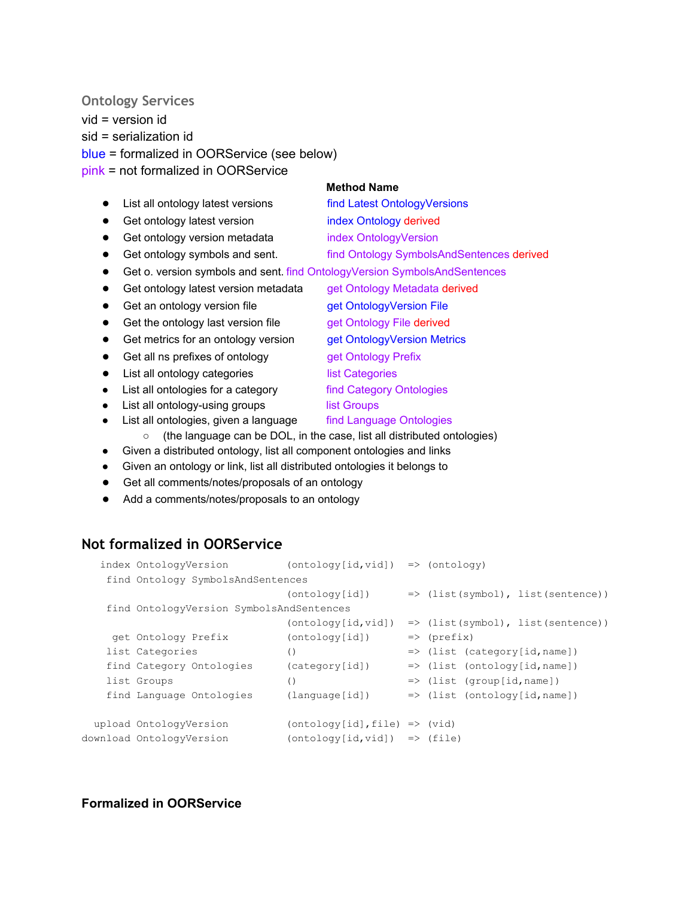### Ontology Services

vid = version id
sid = serialization id
blue = formalized in OORService (see below)
pink = not formalized in OORService

| | Method Name |
|---|---|
| List all ontology latest versions | find Latest OntologyVersions |
| Get ontology latest version | index Ontology derived |
| Get ontology version metadata | index OntologyVersion |
| Get ontology symbols and sent. | find Ontology SymbolsAndSentences derived |
| Get o. version symbols and sent. | find OntologyVersion SymbolsAndSentences |
| Get ontology latest version metadata | get Ontology Metadata derived |
| Get an ontology version file | get OntologyVersion File |
| Get the ontology last version file | get Ontology File derived |
| Get metrics for an ontology version | get OntologyVersion Metrics |
| Get all ns prefixes of ontology | get Ontology Prefix |
| List all ontology categories | list Categories |
| List all ontologies for a category | find Category Ontologies |
| List all ontology-using groups | list Groups |
| List all ontologies, given a language | find Language Ontologies |

- (the language can be DOL, in the case, list all distributed ontologies)

- Given a distributed ontology, list all component ontologies and links
- Given an ontology or link, list all distributed ontologies it belongs to
- Get all comments/notes/proposals of an ontology
- Add a comments/notes/proposals to an ontology

## Not formalized in OORService

```
  index OntologyVersion          (ontology[id,vid])  => (ontology)
   find Ontology SymbolsAndSentences
                                 (ontology[id])      => (list(symbol), list(sentence))
   find OntologyVersion SymbolsAndSentences
                                 (ontology[id,vid])  => (list(symbol), list(sentence))
    get Ontology Prefix          (ontology[id])      => (prefix)
   list Categories               ()                  => (list (category[id,name])
   find Category Ontologies      (category[id])      => (list (ontology[id,name])
   list Groups                   ()                  => (list (group[id,name])
   find Language Ontologies      (language[id])      => (list (ontology[id,name])

 upload OntologyVersion          (ontology[id],file) => (vid)
download OntologyVersion         (ontology[id,vid])  => (file)
```

## Formalized in OORService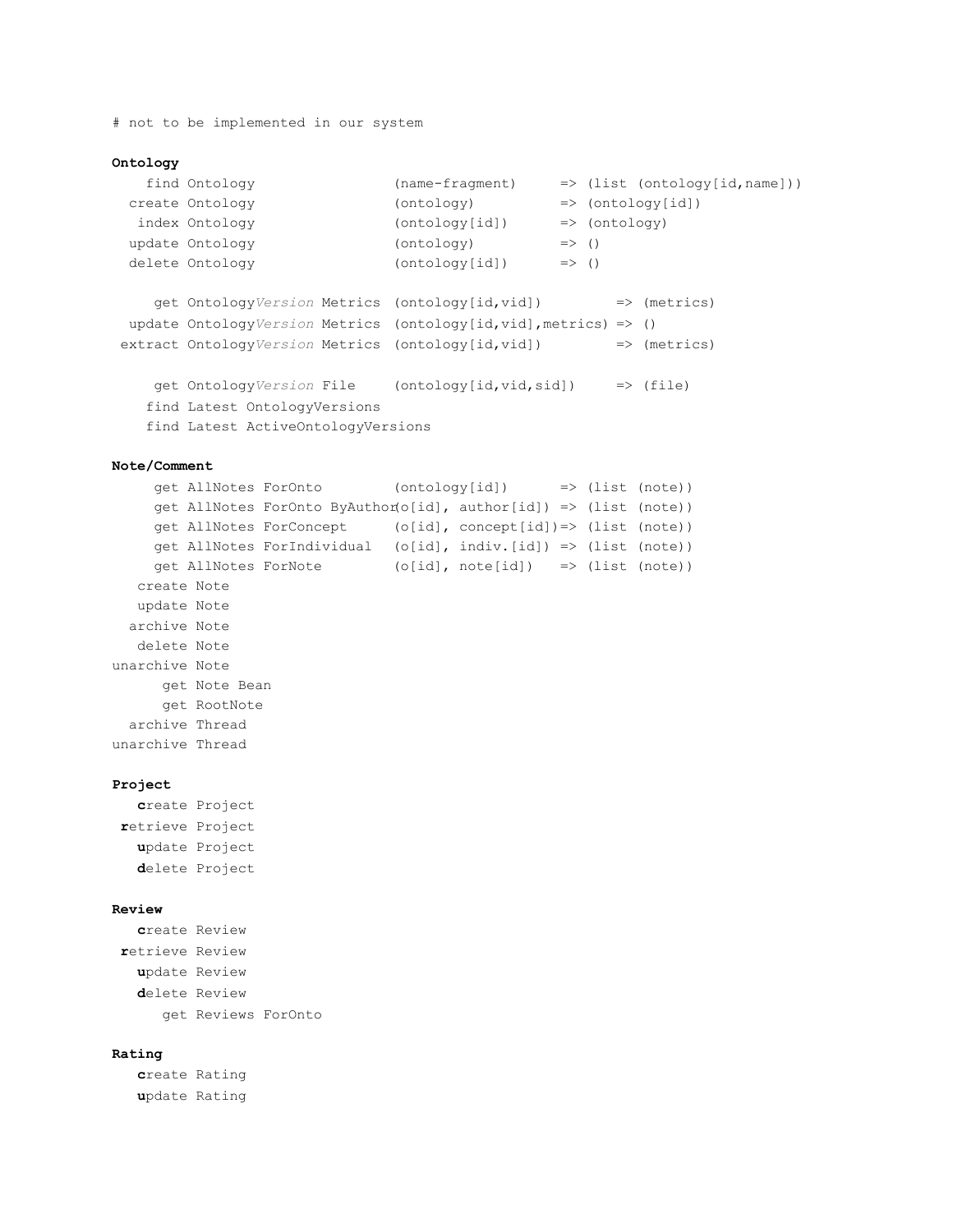```
# not to be implemented in our system
```

**Ontology**

```
   find Ontology                  (name-fragment)      => (list (ontology[id,name]))
 create Ontology                  (ontology)           => (ontology[id])
  index Ontology                  (ontology[id])       => (ontology)
 update Ontology                  (ontology)           => ()
 delete Ontology                  (ontology[id])       => ()

    get OntologyVersion Metrics  (ontology[id,vid])         => (metrics)
 update OntologyVersion Metrics  (ontology[id,vid],metrics) => ()
extract OntologyVersion Metrics  (ontology[id,vid])         => (metrics)

    get OntologyVersion File     (ontology[id,vid,sid])     => (file)
   find Latest OntologyVersions
   find Latest ActiveOntologyVersions
```

**Note/Comment**

```
     get AllNotes ForOnto        (ontology[id])       => (list (note))
     get AllNotes ForOnto ByAuthor(o[id], author[id]) => (list (note))
     get AllNotes ForConcept     (o[id], concept[id])=> (list (note))
     get AllNotes ForIndividual  (o[id], indiv.[id]) => (list (note))
     get AllNotes ForNote        (o[id], note[id])   => (list (note))
   create Note
   update Note
  archive Note
   delete Note
unarchive Note
      get Note Bean
      get RootNote
  archive Thread
unarchive Thread
```

**Project**

```
   create Project
 retrieve Project
   update Project
   delete Project
```

**Review**

```
   create Review
 retrieve Review
   update Review
   delete Review
      get Reviews ForOnto
```

**Rating**

```
   create Rating
   update Rating
```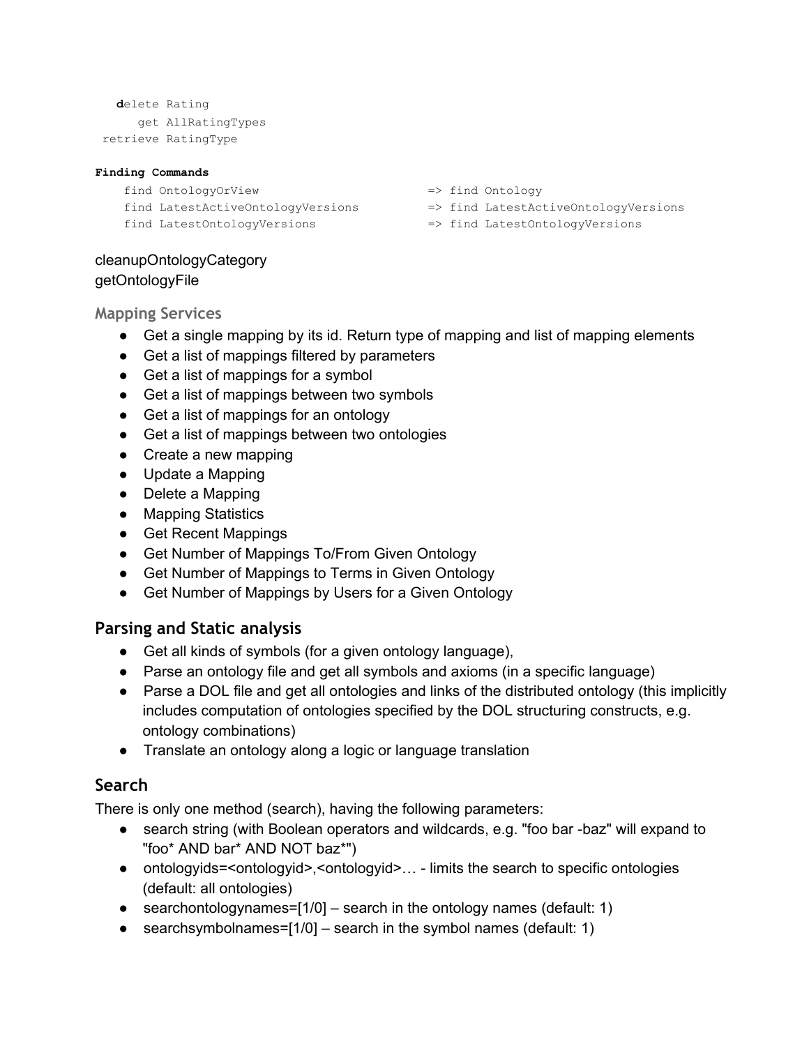```
   delete Rating
      get AllRatingTypes
 retrieve RatingType
```

**Finding Commands**

```
    find OntologyOrView                    => find Ontology
    find LatestActiveOntologyVersions      => find LatestActiveOntologyVersions
    find LatestOntologyVersions            => find LatestOntologyVersions
```

cleanupOntologyCategory
getOntologyFile

### Mapping Services

- Get a single mapping by its id. Return type of mapping and list of mapping elements
- Get a list of mappings filtered by parameters
- Get a list of mappings for a symbol
- Get a list of mappings between two symbols
- Get a list of mappings for an ontology
- Get a list of mappings between two ontologies
- Create a new mapping
- Update a Mapping
- Delete a Mapping
- Mapping Statistics
- Get Recent Mappings
- Get Number of Mappings To/From Given Ontology
- Get Number of Mappings to Terms in Given Ontology
- Get Number of Mappings by Users for a Given Ontology

## Parsing and Static analysis

- Get all kinds of symbols (for a given ontology language),
- Parse an ontology file and get all symbols and axioms (in a specific language)
- Parse a DOL file and get all ontologies and links of the distributed ontology (this implicitly includes computation of ontologies specified by the DOL structuring constructs, e.g. ontology combinations)
- Translate an ontology along a logic or language translation

## Search

There is only one method (search), having the following parameters:

- search string (with Boolean operators and wildcards, e.g. "foo bar -baz" will expand to "foo* AND bar* AND NOT baz*")
- ontologyids=<ontologyid>,<ontologyid>… - limits the search to specific ontologies (default: all ontologies)
- searchontologynames=[1/0] – search in the ontology names (default: 1)
- searchsymbolnames=[1/0] – search in the symbol names (default: 1)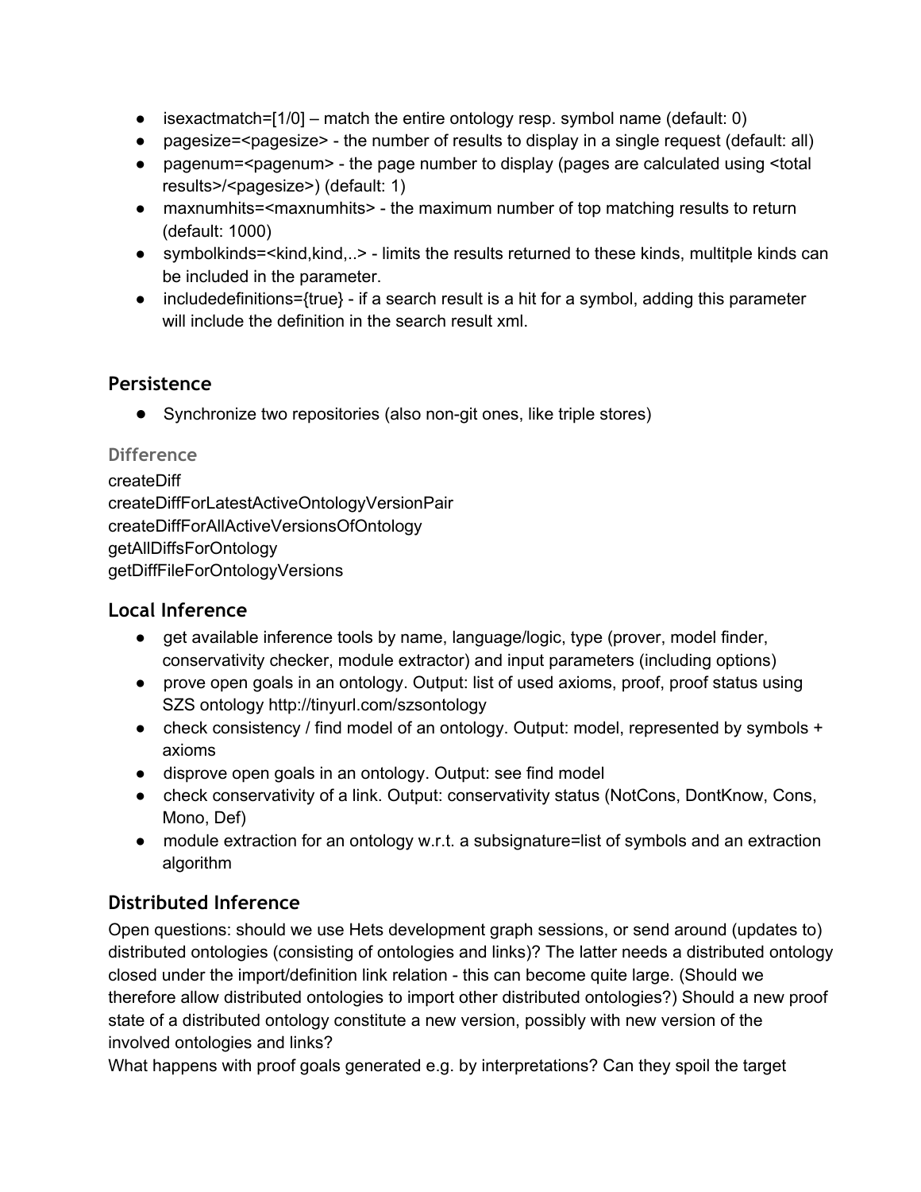- isexactmatch=[1/0] – match the entire ontology resp. symbol name (default: 0)
- pagesize=<pagesize> - the number of results to display in a single request (default: all)
- pagenum=<pagenum> - the page number to display (pages are calculated using <total results>/<pagesize>) (default: 1)
- maxnumhits=<maxnumhits> - the maximum number of top matching results to return (default: 1000)
- symbolkinds=<kind,kind,..> - limits the results returned to these kinds, multitple kinds can be included in the parameter.
- includedefinitions={true} - if a search result is a hit for a symbol, adding this parameter will include the definition in the search result xml.

## Persistence

- Synchronize two repositories (also non-git ones, like triple stores)

### Difference

createDiff
createDiffForLatestActiveOntologyVersionPair
createDiffForAllActiveVersionsOfOntology
getAllDiffsForOntology
getDiffFileForOntologyVersions

## Local Inference

- get available inference tools by name, language/logic, type (prover, model finder, conservativity checker, module extractor) and input parameters (including options)
- prove open goals in an ontology. Output: list of used axioms, proof, proof status using SZS ontology http://tinyurl.com/szsontology
- check consistency / find model of an ontology. Output: model, represented by symbols + axioms
- disprove open goals in an ontology. Output: see find model
- check conservativity of a link. Output: conservativity status (NotCons, DontKnow, Cons, Mono, Def)
- module extraction for an ontology w.r.t. a subsignature=list of symbols and an extraction algorithm

## Distributed Inference

Open questions: should we use Hets development graph sessions, or send around (updates to) distributed ontologies (consisting of ontologies and links)? The latter needs a distributed ontology closed under the import/definition link relation - this can become quite large. (Should we therefore allow distributed ontologies to import other distributed ontologies?) Should a new proof state of a distributed ontology constitute a new version, possibly with new version of the involved ontologies and links?
What happens with proof goals generated e.g. by interpretations? Can they spoil the target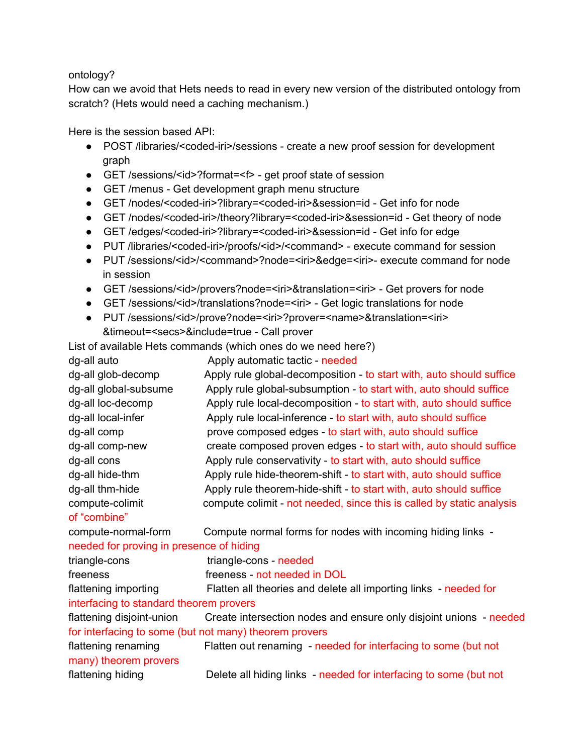ontology?
How can we avoid that Hets needs to read in every new version of the distributed ontology from scratch? (Hets would need a caching mechanism.)

Here is the session based API:

- POST /libraries/<coded-iri>/sessions - create a new proof session for development graph
- GET /sessions/<id>?format=<f> - get proof state of session
- GET /menus - Get development graph menu structure
- GET /nodes/<coded-iri>?library=<coded-iri>&session=id - Get info for node
- GET /nodes/<coded-iri>/theory?library=<coded-iri>&session=id - Get theory of node
- GET /edges/<coded-iri>?library=<coded-iri>&session=id - Get info for edge
- PUT /libraries/<coded-iri>/proofs/<id>/<command> - execute command for session
- PUT /sessions/<id>/<command>?node=<iri>&edge=<iri>- execute command for node in session
- GET /sessions/<id>/provers?node=<iri>&translation=<iri> - Get provers for node
- GET /sessions/<id>/translations?node=<iri> - Get logic translations for node
- PUT /sessions/<id>/prove?node=<iri>?prover=<name>&translation=<iri>&timeout=<secs>&include=true - Call prover

List of available Hets commands (which ones do we need here?)

dg-all auto Apply automatic tactic - needed
dg-all glob-decomp Apply rule global-decomposition - to start with, auto should suffice
dg-all global-subsume Apply rule global-subsumption - to start with, auto should suffice
dg-all loc-decomp Apply rule local-decomposition - to start with, auto should suffice
dg-all local-infer Apply rule local-inference - to start with, auto should suffice
dg-all comp prove composed edges - to start with, auto should suffice
dg-all comp-new create composed proven edges - to start with, auto should suffice
dg-all cons Apply rule conservativity - to start with, auto should suffice
dg-all hide-thm Apply rule hide-theorem-shift - to start with, auto should suffice
dg-all thm-hide Apply rule theorem-hide-shift - to start with, auto should suffice
compute-colimit compute colimit - not needed, since this is called by static analysis of "combine"
compute-normal-form Compute normal forms for nodes with incoming hiding links - needed for proving in presence of hiding
triangle-cons triangle-cons - needed
freeness freeness - not needed in DOL
flattening importing Flatten all theories and delete all importing links - needed for interfacing to standard theorem provers
flattening disjoint-union Create intersection nodes and ensure only disjoint unions - needed for interfacing to some (but not many) theorem provers
flattening renaming Flatten out renaming - needed for interfacing to some (but not many) theorem provers
flattening hiding Delete all hiding links - needed for interfacing to some (but not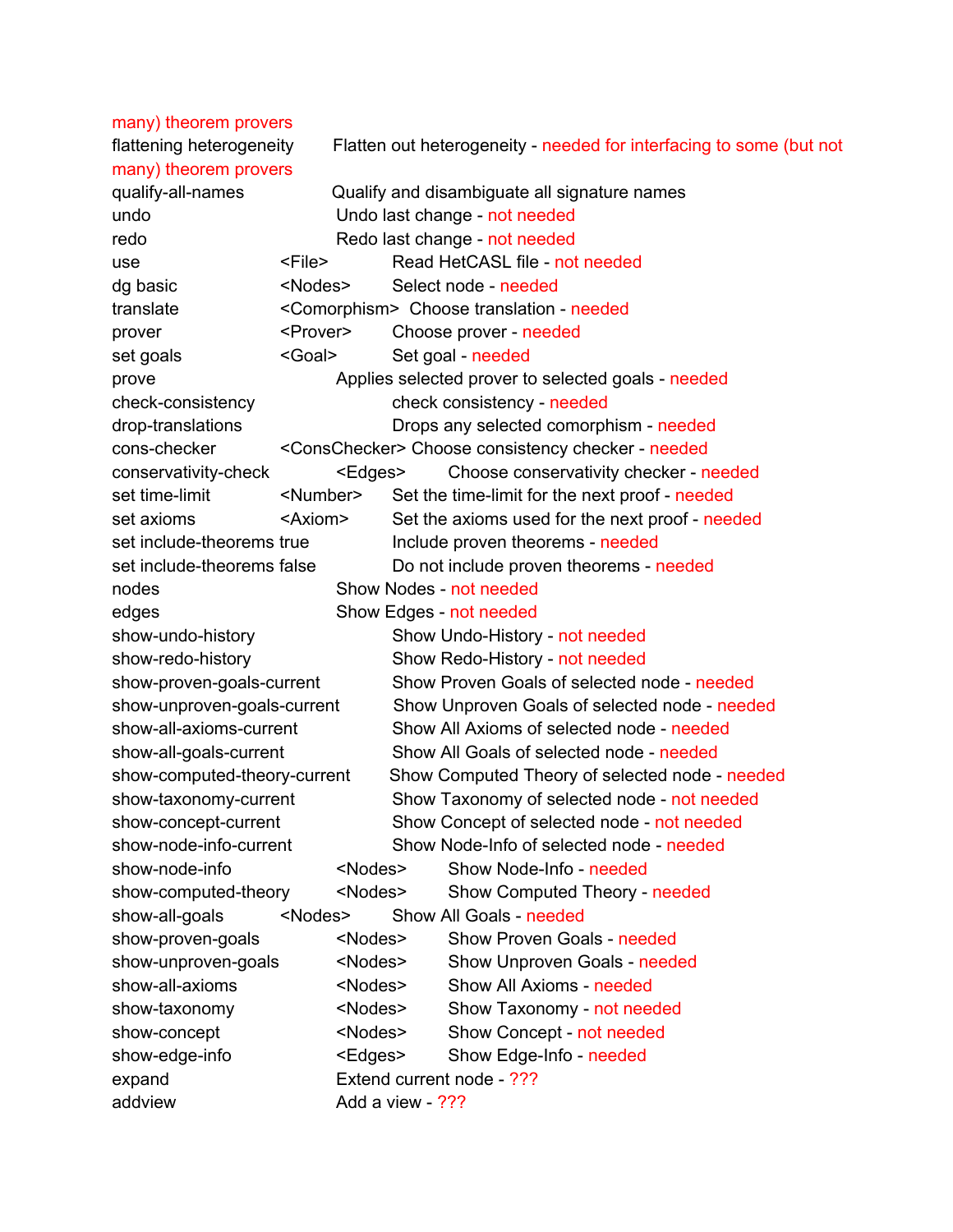many) theorem provers

| | | |
|---|---|---|
| flattening heterogeneity | | Flatten out heterogeneity - needed for interfacing to some (but not many) theorem provers |
| qualify-all-names | | Qualify and disambiguate all signature names |
| undo | | Undo last change - not needed |
| redo | | Redo last change - not needed |
| use | <File> | Read HetCASL file - not needed |
| dg basic | <Nodes> | Select node - needed |
| translate | <Comorphism> | Choose translation - needed |
| prover | <Prover> | Choose prover - needed |
| set goals | <Goal> | Set goal - needed |
| prove | | Applies selected prover to selected goals - needed |
| check-consistency | | check consistency - needed |
| drop-translations | | Drops any selected comorphism - needed |
| cons-checker | <ConsChecker> | Choose consistency checker - needed |
| conservativity-check | <Edges> | Choose conservativity checker - needed |
| set time-limit | <Number> | Set the time-limit for the next proof - needed |
| set axioms | <Axiom> | Set the axioms used for the next proof - needed |
| set include-theorems true | | Include proven theorems - needed |
| set include-theorems false | | Do not include proven theorems - needed |
| nodes | | Show Nodes - not needed |
| edges | | Show Edges - not needed |
| show-undo-history | | Show Undo-History - not needed |
| show-redo-history | | Show Redo-History - not needed |
| show-proven-goals-current | | Show Proven Goals of selected node - needed |
| show-unproven-goals-current | | Show Unproven Goals of selected node - needed |
| show-all-axioms-current | | Show All Axioms of selected node - needed |
| show-all-goals-current | | Show All Goals of selected node - needed |
| show-computed-theory-current | | Show Computed Theory of selected node - needed |
| show-taxonomy-current | | Show Taxonomy of selected node - not needed |
| show-concept-current | | Show Concept of selected node - not needed |
| show-node-info-current | | Show Node-Info of selected node - needed |
| show-node-info | <Nodes> | Show Node-Info - needed |
| show-computed-theory | <Nodes> | Show Computed Theory - needed |
| show-all-goals | <Nodes> | Show All Goals - needed |
| show-proven-goals | <Nodes> | Show Proven Goals - needed |
| show-unproven-goals | <Nodes> | Show Unproven Goals - needed |
| show-all-axioms | <Nodes> | Show All Axioms - needed |
| show-taxonomy | <Nodes> | Show Taxonomy - not needed |
| show-concept | <Nodes> | Show Concept - not needed |
| show-edge-info | <Edges> | Show Edge-Info - needed |
| expand | | Extend current node - ??? |
| addview | | Add a view - ??? |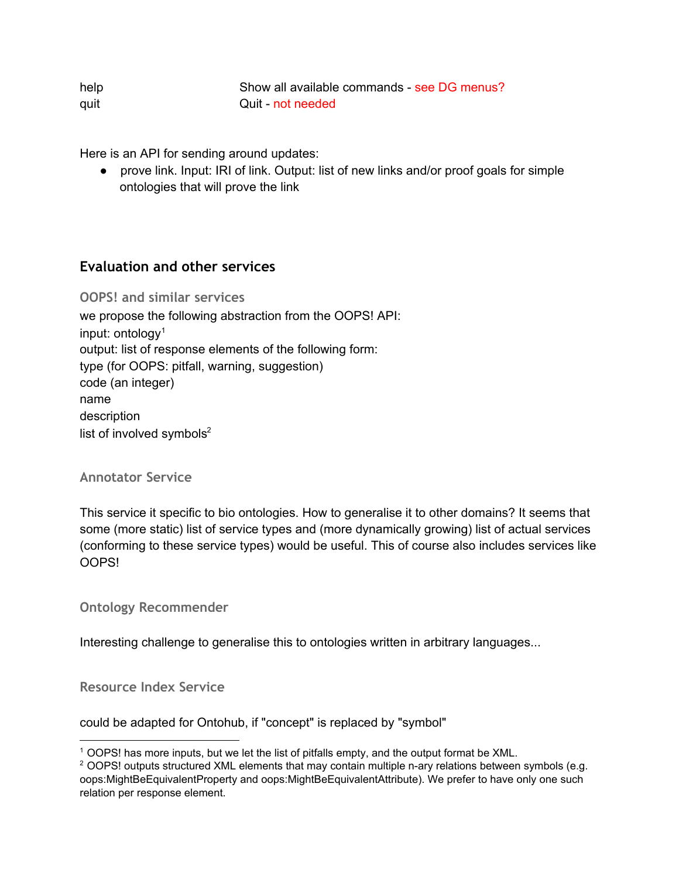| | |
|---|---|
| help | Show all available commands - see DG menus? |
| quit | Quit - not needed |

Here is an API for sending around updates:

- prove link. Input: IRI of link. Output: list of new links and/or proof goals for simple ontologies that will prove the link

## Evaluation and other services

### OOPS! and similar services

we propose the following abstraction from the OOPS! API:
input: ontology[1]
output: list of response elements of the following form:
type (for OOPS: pitfall, warning, suggestion)
code (an integer)
name
description
list of involved symbols[2]

### Annotator Service

This service it specific to bio ontologies. How to generalise it to other domains? It seems that some (more static) list of service types and (more dynamically growing) list of actual services (conforming to these service types) would be useful. This of course also includes services like OOPS!

### Ontology Recommender

Interesting challenge to generalise this to ontologies written in arbitrary languages...

### Resource Index Service

could be adapted for Ontohub, if "concept" is replaced by "symbol"

---

[1] OOPS! has more inputs, but we let the list of pitfalls empty, and the output format be XML.
[2] OOPS! outputs structured XML elements that may contain multiple n-ary relations between symbols (e.g. oops:MightBeEquivalentProperty and oops:MightBeEquivalentAttribute). We prefer to have only one such relation per response element.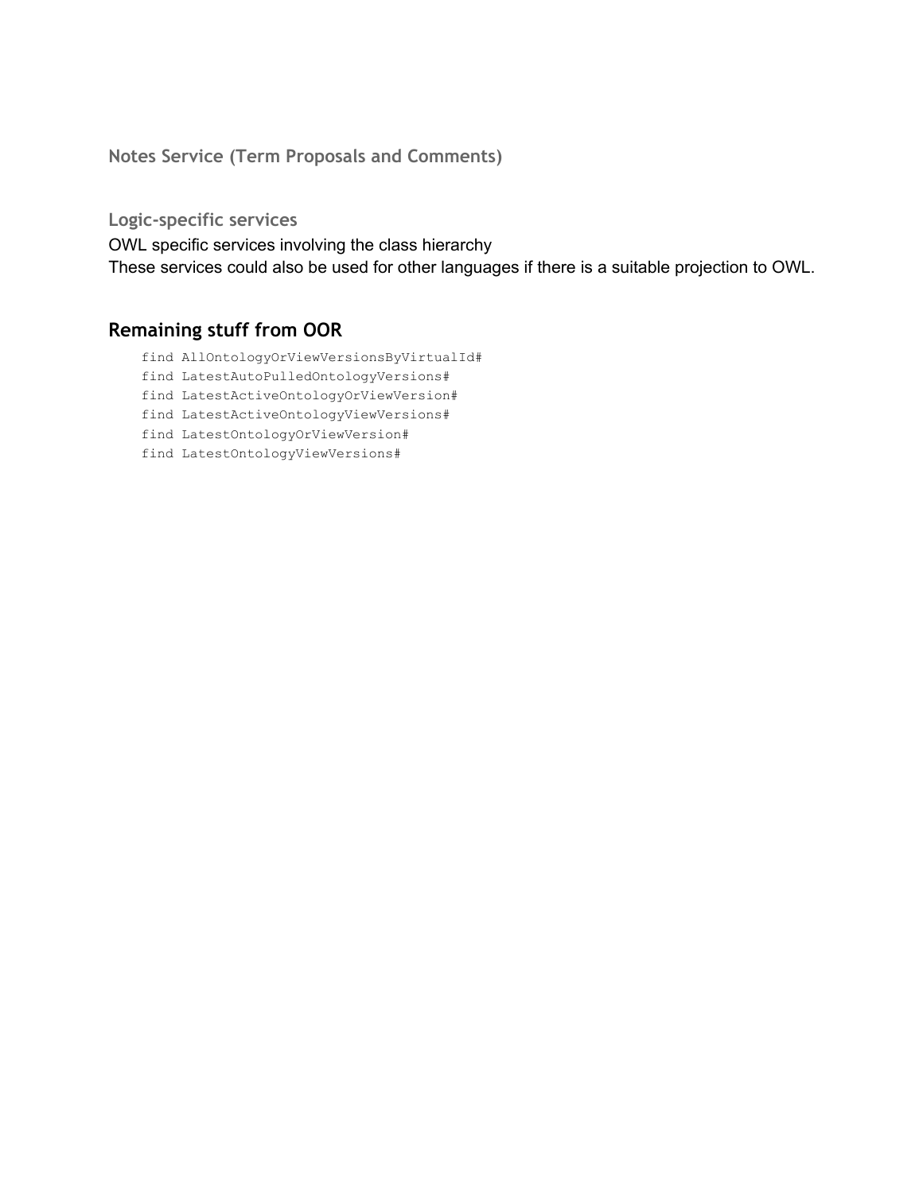### Notes Service (Term Proposals and Comments)

### Logic-specific services

OWL specific services involving the class hierarchy
These services could also be used for other languages if there is a suitable projection to OWL.

## Remaining stuff from OOR

```
find AllOntologyOrViewVersionsByVirtualId#
find LatestAutoPulledOntologyVersions#
find LatestActiveOntologyOrViewVersion#
find LatestActiveOntologyViewVersions#
find LatestOntologyOrViewVersion#
find LatestOntologyViewVersions#
```